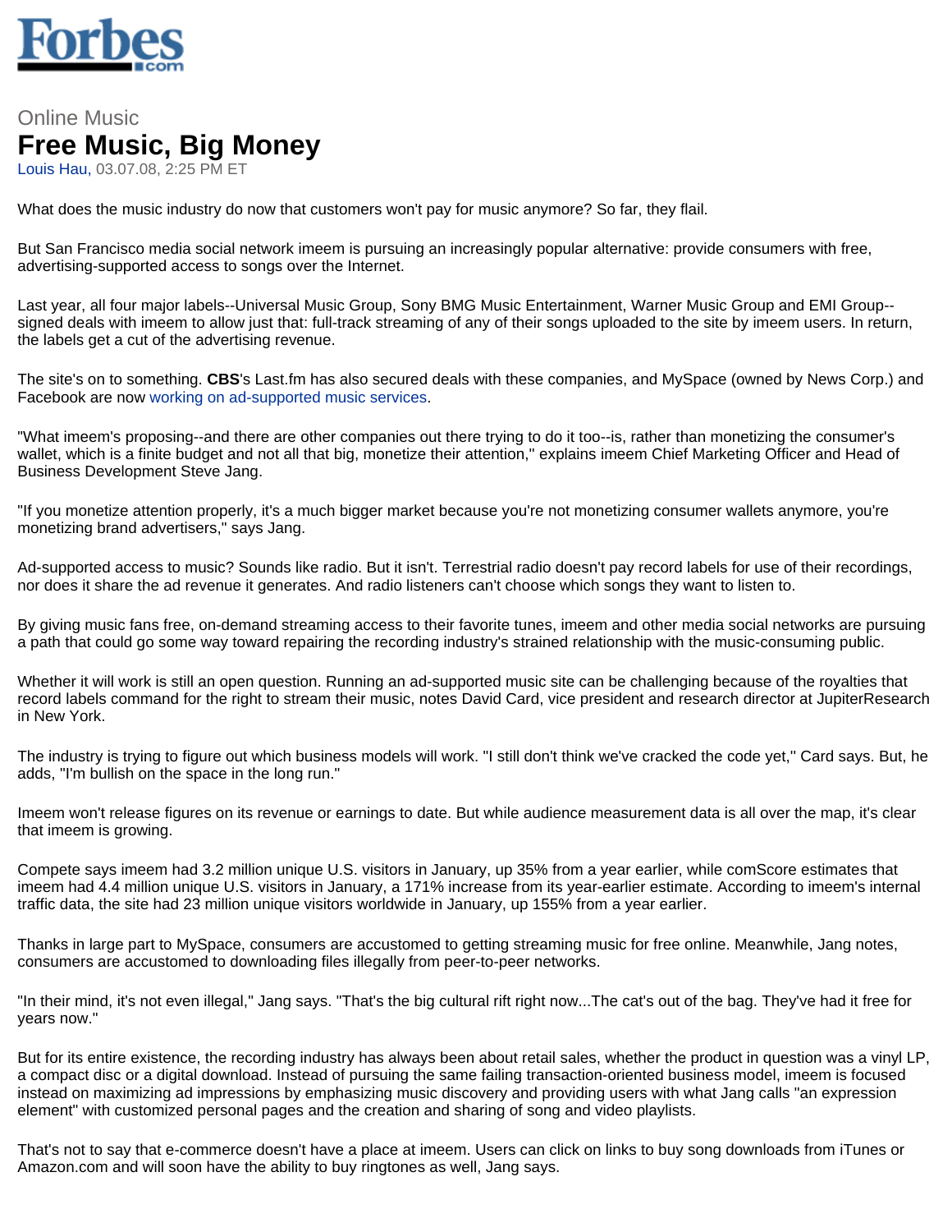Online Music

# Free Music, Big Money

Louis Hau, 03.07.08, 2:25 PM ET

What does the music industry do now that customers won't pay for music anymore? So far, they flail.

But San Francisco media social network imeem is pursuing an increasingly popular alternative: provide consumers with free, advertising-supported access to songs over the Internet.

Last year, all four major labels--Universal Music Group, Sony BMG Music Entertainment, Warner Music Group and EMI Group--signed deals with imeem to allow just that: full-track streaming of any of their songs uploaded to the site by imeem users. In return, the labels get a cut of the advertising revenue.

The site's on to something. **CBS**'s Last.fm has also secured deals with these companies, and MySpace (owned by News Corp.) and Facebook are now working on ad-supported music services.

"What imeem's proposing--and there are other companies out there trying to do it too--is, rather than monetizing the consumer's wallet, which is a finite budget and not all that big, monetize their attention," explains imeem Chief Marketing Officer and Head of Business Development Steve Jang.

"If you monetize attention properly, it's a much bigger market because you're not monetizing consumer wallets anymore, you're monetizing brand advertisers," says Jang.

Ad-supported access to music? Sounds like radio. But it isn't. Terrestrial radio doesn't pay record labels for use of their recordings, nor does it share the ad revenue it generates. And radio listeners can't choose which songs they want to listen to.

By giving music fans free, on-demand streaming access to their favorite tunes, imeem and other media social networks are pursuing a path that could go some way toward repairing the recording industry's strained relationship with the music-consuming public.

Whether it will work is still an open question. Running an ad-supported music site can be challenging because of the royalties that record labels command for the right to stream their music, notes David Card, vice president and research director at JupiterResearch in New York.

The industry is trying to figure out which business models will work. "I still don't think we've cracked the code yet," Card says. But, he adds, "I'm bullish on the space in the long run."

Imeem won't release figures on its revenue or earnings to date. But while audience measurement data is all over the map, it's clear that imeem is growing.

Compete says imeem had 3.2 million unique U.S. visitors in January, up 35% from a year earlier, while comScore estimates that imeem had 4.4 million unique U.S. visitors in January, a 171% increase from its year-earlier estimate. According to imeem's internal traffic data, the site had 23 million unique visitors worldwide in January, up 155% from a year earlier.

Thanks in large part to MySpace, consumers are accustomed to getting streaming music for free online. Meanwhile, Jang notes, consumers are accustomed to downloading files illegally from peer-to-peer networks.

"In their mind, it's not even illegal," Jang says. "That's the big cultural rift right now...The cat's out of the bag. They've had it free for years now."

But for its entire existence, the recording industry has always been about retail sales, whether the product in question was a vinyl LP, a compact disc or a digital download. Instead of pursuing the same failing transaction-oriented business model, imeem is focused instead on maximizing ad impressions by emphasizing music discovery and providing users with what Jang calls "an expression element" with customized personal pages and the creation and sharing of song and video playlists.

That's not to say that e-commerce doesn't have a place at imeem. Users can click on links to buy song downloads from iTunes or Amazon.com and will soon have the ability to buy ringtones as well, Jang says.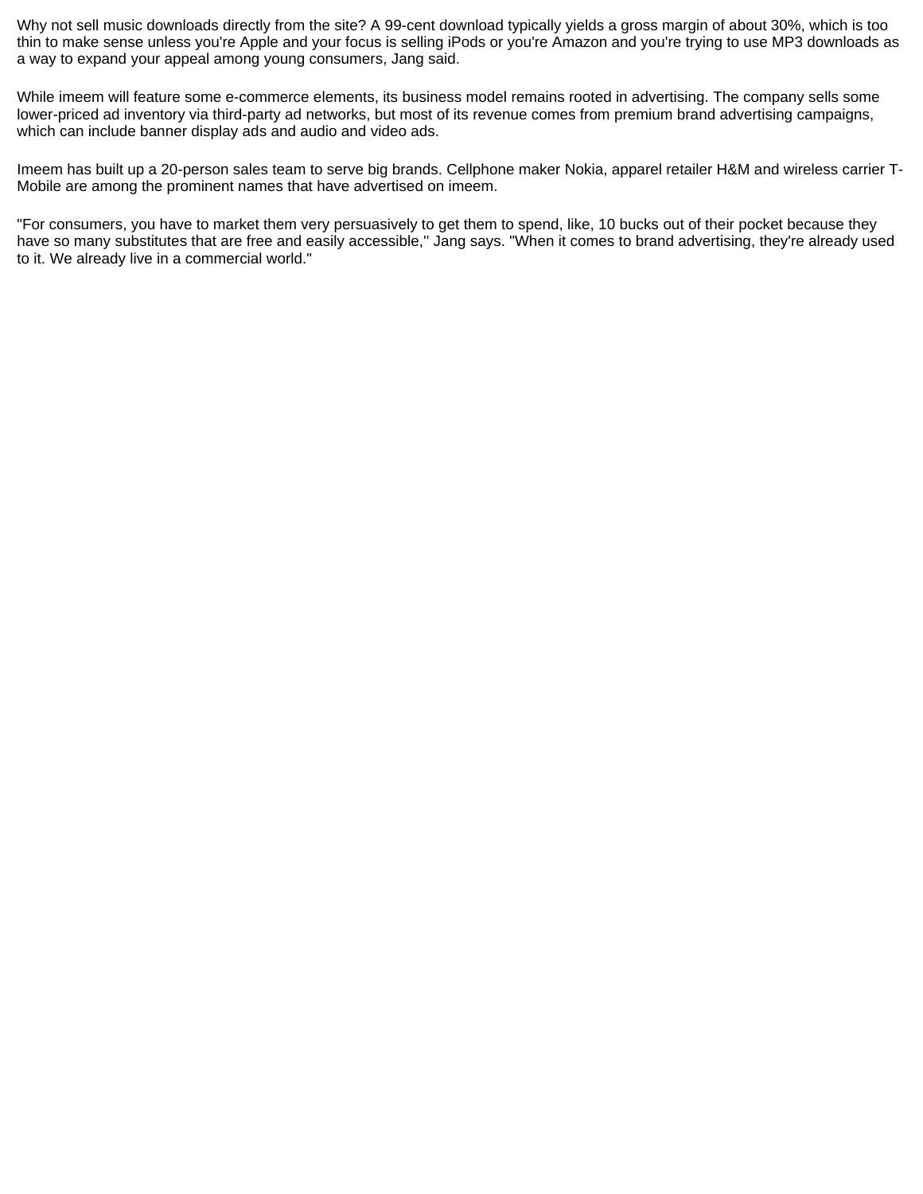Why not sell music downloads directly from the site? A 99-cent download typically yields a gross margin of about 30%, which is too thin to make sense unless you're Apple and your focus is selling iPods or you're Amazon and you're trying to use MP3 downloads as a way to expand your appeal among young consumers, Jang said.

While imeem will feature some e-commerce elements, its business model remains rooted in advertising. The company sells some lower-priced ad inventory via third-party ad networks, but most of its revenue comes from premium brand advertising campaigns, which can include banner display ads and audio and video ads.

Imeem has built up a 20-person sales team to serve big brands. Cellphone maker Nokia, apparel retailer H&M and wireless carrier T-Mobile are among the prominent names that have advertised on imeem.

"For consumers, you have to market them very persuasively to get them to spend, like, 10 bucks out of their pocket because they have so many substitutes that are free and easily accessible,'' Jang says. "When it comes to brand advertising, they're already used to it. We already live in a commercial world."